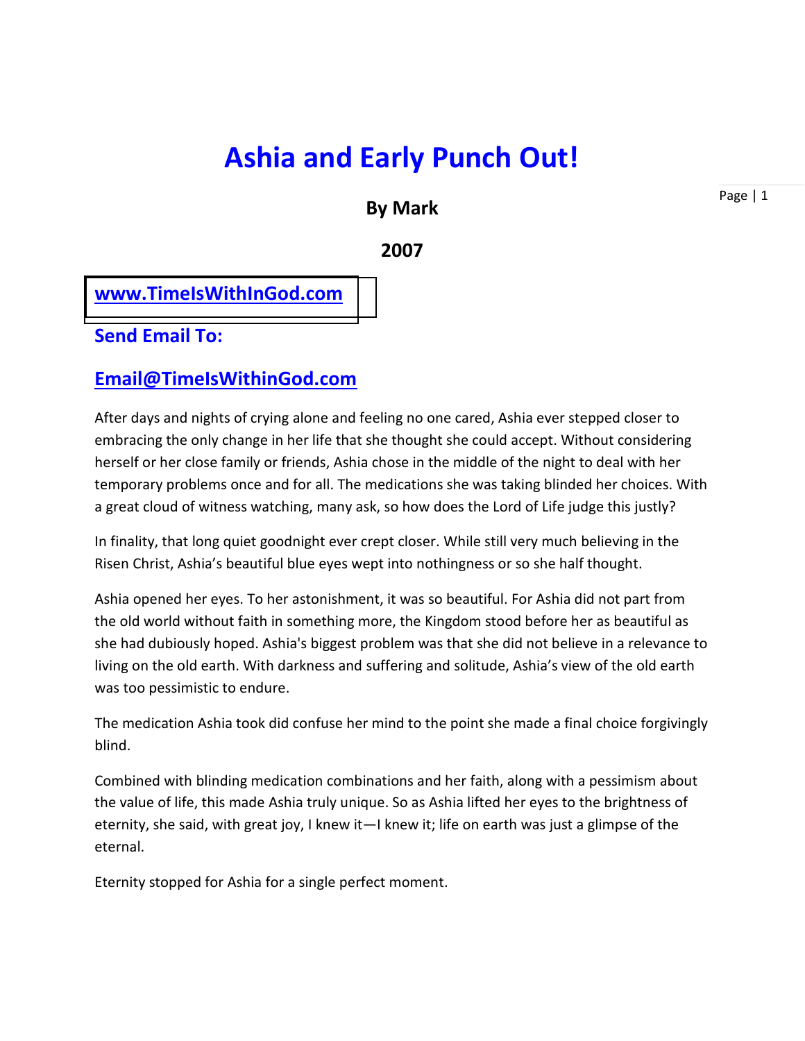# Ashia and Early Punch Out!

**By Mark**

**2007**

**www.TimeIsWithInGod.com**

**Send Email To:**

**Email@TimeIsWithinGod.com**

After days and nights of crying alone and feeling no one cared, Ashia ever stepped closer to embracing the only change in her life that she thought she could accept. Without considering herself or her close family or friends, Ashia chose in the middle of the night to deal with her temporary problems once and for all. The medications she was taking blinded her choices. With a great cloud of witness watching, many ask, so how does the Lord of Life judge this justly?

In finality, that long quiet goodnight ever crept closer. While still very much believing in the Risen Christ, Ashia's beautiful blue eyes wept into nothingness or so she half thought.

Ashia opened her eyes. To her astonishment, it was so beautiful. For Ashia did not part from the old world without faith in something more, the Kingdom stood before her as beautiful as she had dubiously hoped. Ashia's biggest problem was that she did not believe in a relevance to living on the old earth. With darkness and suffering and solitude, Ashia's view of the old earth was too pessimistic to endure.

The medication Ashia took did confuse her mind to the point she made a final choice forgivingly blind.

Combined with blinding medication combinations and her faith, along with a pessimism about the value of life, this made Ashia truly unique. So as Ashia lifted her eyes to the brightness of eternity, she said, with great joy, I knew it—I knew it; life on earth was just a glimpse of the eternal.

Eternity stopped for Ashia for a single perfect moment.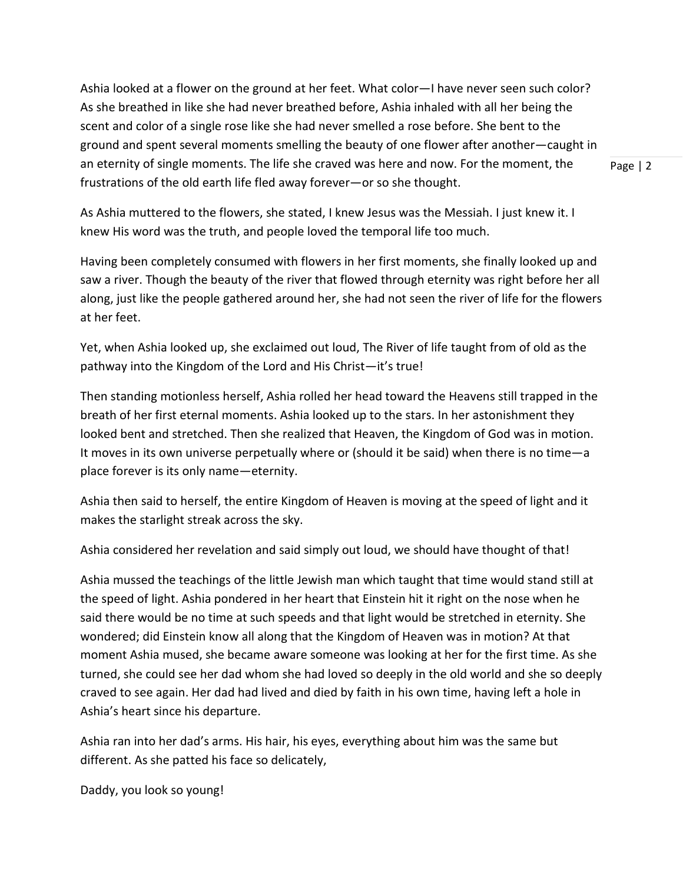Ashia looked at a flower on the ground at her feet. What color—I have never seen such color? As she breathed in like she had never breathed before, Ashia inhaled with all her being the scent and color of a single rose like she had never smelled a rose before. She bent to the ground and spent several moments smelling the beauty of one flower after another—caught in an eternity of single moments. The life she craved was here and now. For the moment, the frustrations of the old earth life fled away forever—or so she thought.

As Ashia muttered to the flowers, she stated, I knew Jesus was the Messiah. I just knew it. I knew His word was the truth, and people loved the temporal life too much.

Having been completely consumed with flowers in her first moments, she finally looked up and saw a river. Though the beauty of the river that flowed through eternity was right before her all along, just like the people gathered around her, she had not seen the river of life for the flowers at her feet.

Yet, when Ashia looked up, she exclaimed out loud, The River of life taught from of old as the pathway into the Kingdom of the Lord and His Christ—it's true!

Then standing motionless herself, Ashia rolled her head toward the Heavens still trapped in the breath of her first eternal moments. Ashia looked up to the stars. In her astonishment they looked bent and stretched. Then she realized that Heaven, the Kingdom of God was in motion. It moves in its own universe perpetually where or (should it be said) when there is no time—a place forever is its only name—eternity.

Ashia then said to herself, the entire Kingdom of Heaven is moving at the speed of light and it makes the starlight streak across the sky.

Ashia considered her revelation and said simply out loud, we should have thought of that!

Ashia mussed the teachings of the little Jewish man which taught that time would stand still at the speed of light. Ashia pondered in her heart that Einstein hit it right on the nose when he said there would be no time at such speeds and that light would be stretched in eternity. She wondered; did Einstein know all along that the Kingdom of Heaven was in motion? At that moment Ashia mused, she became aware someone was looking at her for the first time. As she turned, she could see her dad whom she had loved so deeply in the old world and she so deeply craved to see again. Her dad had lived and died by faith in his own time, having left a hole in Ashia's heart since his departure.

Ashia ran into her dad's arms. His hair, his eyes, everything about him was the same but different. As she patted his face so delicately,

Daddy, you look so young!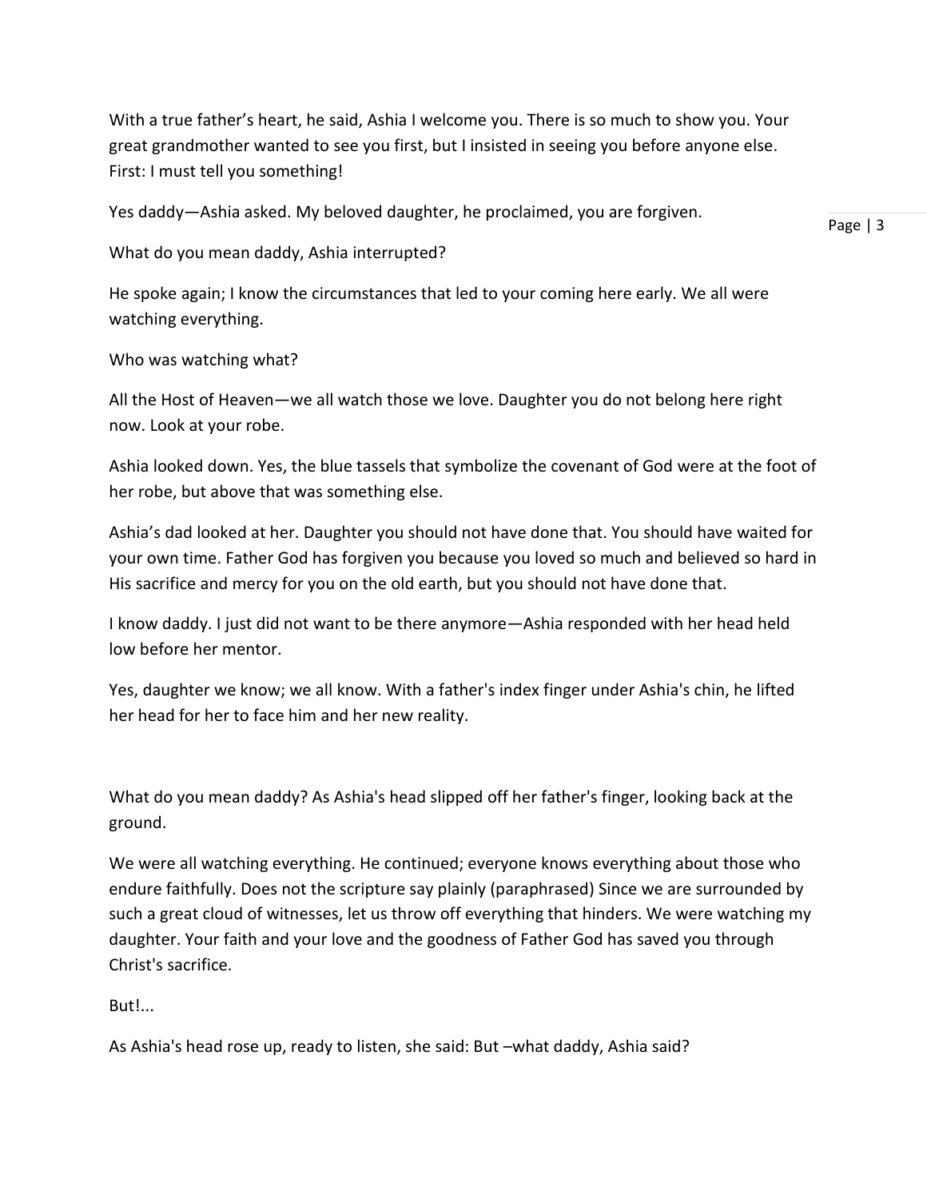With a true father's heart, he said, Ashia I welcome you. There is so much to show you. Your great grandmother wanted to see you first, but I insisted in seeing you before anyone else. First: I must tell you something!

Yes daddy—Ashia asked. My beloved daughter, he proclaimed, you are forgiven.

What do you mean daddy, Ashia interrupted?

He spoke again; I know the circumstances that led to your coming here early. We all were watching everything.

Who was watching what?

All the Host of Heaven—we all watch those we love. Daughter you do not belong here right now. Look at your robe.

Ashia looked down. Yes, the blue tassels that symbolize the covenant of God were at the foot of her robe, but above that was something else.

Ashia's dad looked at her. Daughter you should not have done that. You should have waited for your own time. Father God has forgiven you because you loved so much and believed so hard in His sacrifice and mercy for you on the old earth, but you should not have done that.

I know daddy. I just did not want to be there anymore—Ashia responded with her head held low before her mentor.

Yes, daughter we know; we all know. With a father's index finger under Ashia's chin, he lifted her head for her to face him and her new reality.

What do you mean daddy? As Ashia's head slipped off her father's finger, looking back at the ground.

We were all watching everything. He continued; everyone knows everything about those who endure faithfully. Does not the scripture say plainly (paraphrased) Since we are surrounded by such a great cloud of witnesses, let us throw off everything that hinders. We were watching my daughter. Your faith and your love and the goodness of Father God has saved you through Christ's sacrifice.

But!...

As Ashia's head rose up, ready to listen, she said: But –what daddy, Ashia said?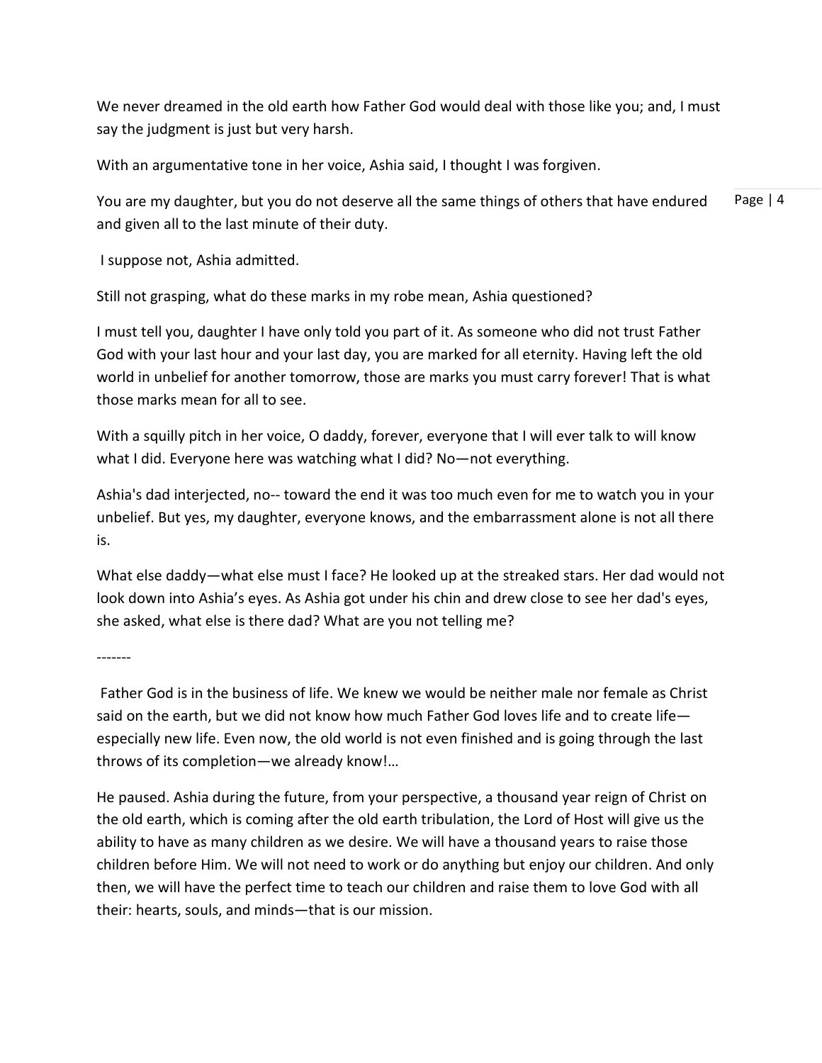We never dreamed in the old earth how Father God would deal with those like you; and, I must say the judgment is just but very harsh.

With an argumentative tone in her voice, Ashia said, I thought I was forgiven.

You are my daughter, but you do not deserve all the same things of others that have endured and given all to the last minute of their duty.

I suppose not, Ashia admitted.

Still not grasping, what do these marks in my robe mean, Ashia questioned?

I must tell you, daughter I have only told you part of it. As someone who did not trust Father God with your last hour and your last day, you are marked for all eternity. Having left the old world in unbelief for another tomorrow, those are marks you must carry forever! That is what those marks mean for all to see.

With a squilly pitch in her voice, O daddy, forever, everyone that I will ever talk to will know what I did. Everyone here was watching what I did? No—not everything.

Ashia's dad interjected, no-- toward the end it was too much even for me to watch you in your unbelief. But yes, my daughter, everyone knows, and the embarrassment alone is not all there is.

What else daddy—what else must I face? He looked up at the streaked stars. Her dad would not look down into Ashia's eyes. As Ashia got under his chin and drew close to see her dad's eyes, she asked, what else is there dad? What are you not telling me?

-------

Father God is in the business of life. We knew we would be neither male nor female as Christ said on the earth, but we did not know how much Father God loves life and to create life—especially new life. Even now, the old world is not even finished and is going through the last throws of its completion—we already know!…

He paused. Ashia during the future, from your perspective, a thousand year reign of Christ on the old earth, which is coming after the old earth tribulation, the Lord of Host will give us the ability to have as many children as we desire. We will have a thousand years to raise those children before Him. We will not need to work or do anything but enjoy our children. And only then, we will have the perfect time to teach our children and raise them to love God with all their: hearts, souls, and minds—that is our mission.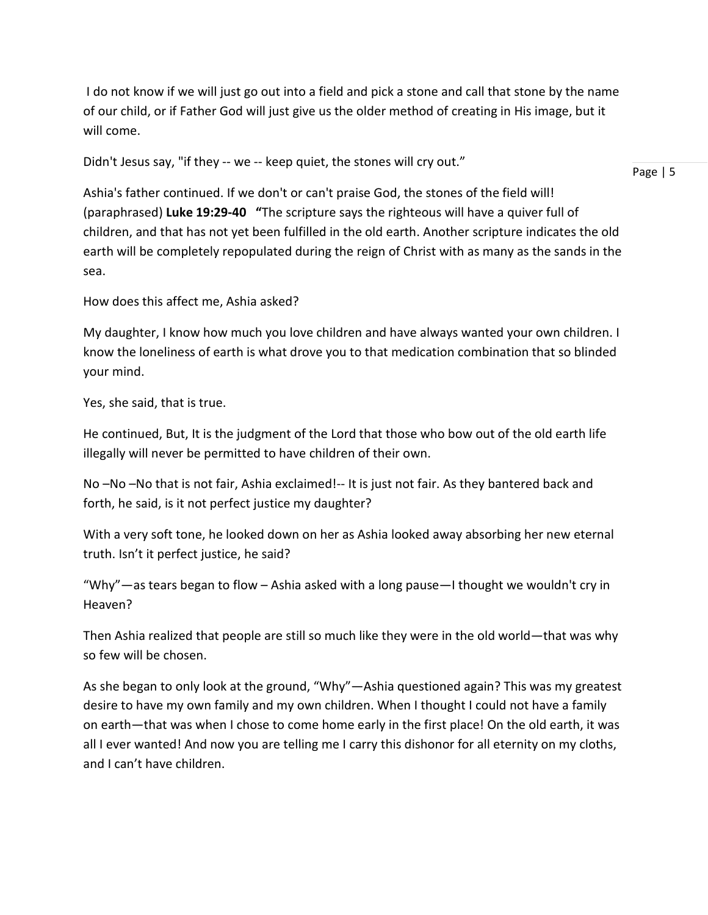I do not know if we will just go out into a field and pick a stone and call that stone by the name of our child, or if Father God will just give us the older method of creating in His image, but it will come.

Didn't Jesus say, "if they -- we -- keep quiet, the stones will cry out."

Ashia's father continued. If we don't or can't praise God, the stones of the field will! (paraphrased) **Luke 19:29-40** **"**The scripture says the righteous will have a quiver full of children, and that has not yet been fulfilled in the old earth. Another scripture indicates the old earth will be completely repopulated during the reign of Christ with as many as the sands in the sea.

How does this affect me, Ashia asked?

My daughter, I know how much you love children and have always wanted your own children. I know the loneliness of earth is what drove you to that medication combination that so blinded your mind.

Yes, she said, that is true.

He continued, But, It is the judgment of the Lord that those who bow out of the old earth life illegally will never be permitted to have children of their own.

No –No –No that is not fair, Ashia exclaimed!-- It is just not fair. As they bantered back and forth, he said, is it not perfect justice my daughter?

With a very soft tone, he looked down on her as Ashia looked away absorbing her new eternal truth. Isn't it perfect justice, he said?

"Why"—as tears began to flow – Ashia asked with a long pause—I thought we wouldn't cry in Heaven?

Then Ashia realized that people are still so much like they were in the old world—that was why so few will be chosen.

As she began to only look at the ground, "Why"—Ashia questioned again? This was my greatest desire to have my own family and my own children. When I thought I could not have a family on earth—that was when I chose to come home early in the first place! On the old earth, it was all I ever wanted! And now you are telling me I carry this dishonor for all eternity on my cloths, and I can't have children.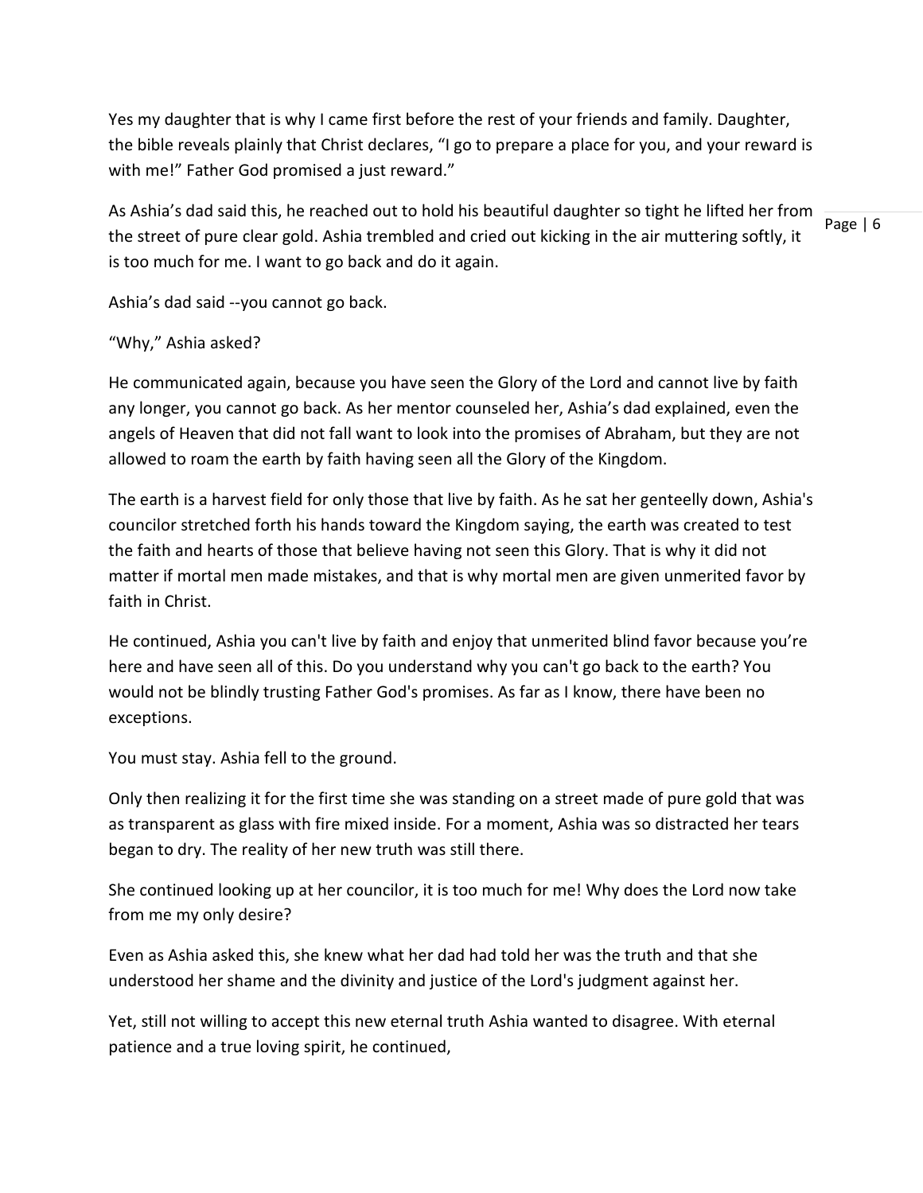Yes my daughter that is why I came first before the rest of your friends and family. Daughter, the bible reveals plainly that Christ declares, "I go to prepare a place for you, and your reward is with me!" Father God promised a just reward."

As Ashia's dad said this, he reached out to hold his beautiful daughter so tight he lifted her from the street of pure clear gold. Ashia trembled and cried out kicking in the air muttering softly, it is too much for me. I want to go back and do it again.

Ashia's dad said --you cannot go back.

"Why," Ashia asked?

He communicated again, because you have seen the Glory of the Lord and cannot live by faith any longer, you cannot go back. As her mentor counseled her, Ashia's dad explained, even the angels of Heaven that did not fall want to look into the promises of Abraham, but they are not allowed to roam the earth by faith having seen all the Glory of the Kingdom.

The earth is a harvest field for only those that live by faith. As he sat her genteelly down, Ashia's councilor stretched forth his hands toward the Kingdom saying, the earth was created to test the faith and hearts of those that believe having not seen this Glory. That is why it did not matter if mortal men made mistakes, and that is why mortal men are given unmerited favor by faith in Christ.

He continued, Ashia you can't live by faith and enjoy that unmerited blind favor because you're here and have seen all of this. Do you understand why you can't go back to the earth? You would not be blindly trusting Father God's promises. As far as I know, there have been no exceptions.

You must stay. Ashia fell to the ground.

Only then realizing it for the first time she was standing on a street made of pure gold that was as transparent as glass with fire mixed inside. For a moment, Ashia was so distracted her tears began to dry. The reality of her new truth was still there.

She continued looking up at her councilor, it is too much for me! Why does the Lord now take from me my only desire?

Even as Ashia asked this, she knew what her dad had told her was the truth and that she understood her shame and the divinity and justice of the Lord's judgment against her.

Yet, still not willing to accept this new eternal truth Ashia wanted to disagree. With eternal patience and a true loving spirit, he continued,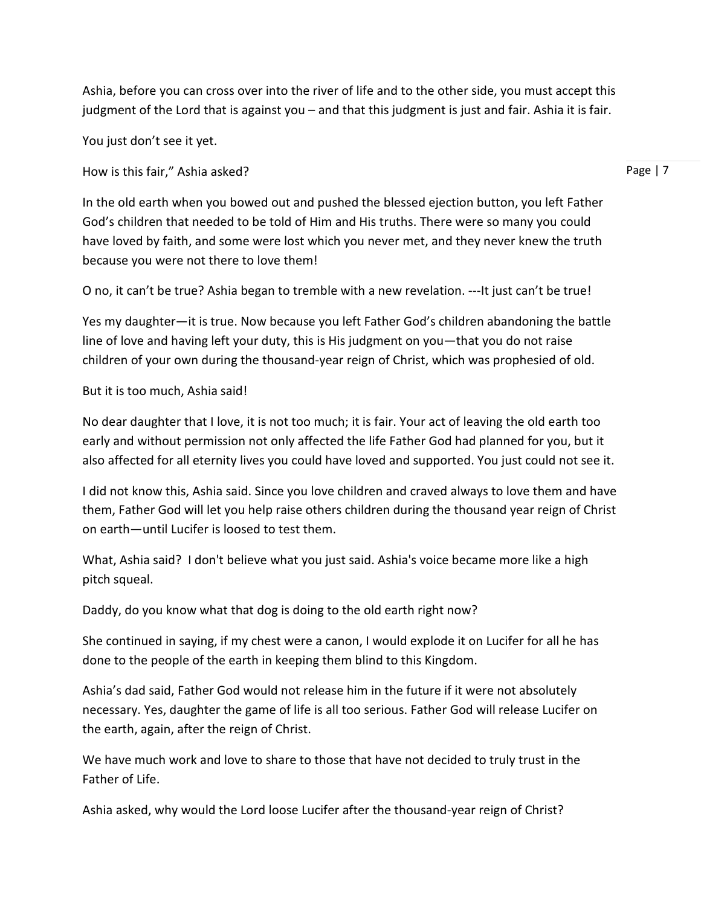Ashia, before you can cross over into the river of life and to the other side, you must accept this judgment of the Lord that is against you – and that this judgment is just and fair. Ashia it is fair.

You just don't see it yet.

How is this fair," Ashia asked?

In the old earth when you bowed out and pushed the blessed ejection button, you left Father God's children that needed to be told of Him and His truths. There were so many you could have loved by faith, and some were lost which you never met, and they never knew the truth because you were not there to love them!

O no, it can't be true? Ashia began to tremble with a new revelation. ---It just can't be true!

Yes my daughter—it is true. Now because you left Father God's children abandoning the battle line of love and having left your duty, this is His judgment on you—that you do not raise children of your own during the thousand-year reign of Christ, which was prophesied of old.

But it is too much, Ashia said!

No dear daughter that I love, it is not too much; it is fair. Your act of leaving the old earth too early and without permission not only affected the life Father God had planned for you, but it also affected for all eternity lives you could have loved and supported. You just could not see it.

I did not know this, Ashia said. Since you love children and craved always to love them and have them, Father God will let you help raise others children during the thousand year reign of Christ on earth—until Lucifer is loosed to test them.

What, Ashia said? I don't believe what you just said. Ashia's voice became more like a high pitch squeal.

Daddy, do you know what that dog is doing to the old earth right now?

She continued in saying, if my chest were a canon, I would explode it on Lucifer for all he has done to the people of the earth in keeping them blind to this Kingdom.

Ashia's dad said, Father God would not release him in the future if it were not absolutely necessary. Yes, daughter the game of life is all too serious. Father God will release Lucifer on the earth, again, after the reign of Christ.

We have much work and love to share to those that have not decided to truly trust in the Father of Life.

Ashia asked, why would the Lord loose Lucifer after the thousand-year reign of Christ?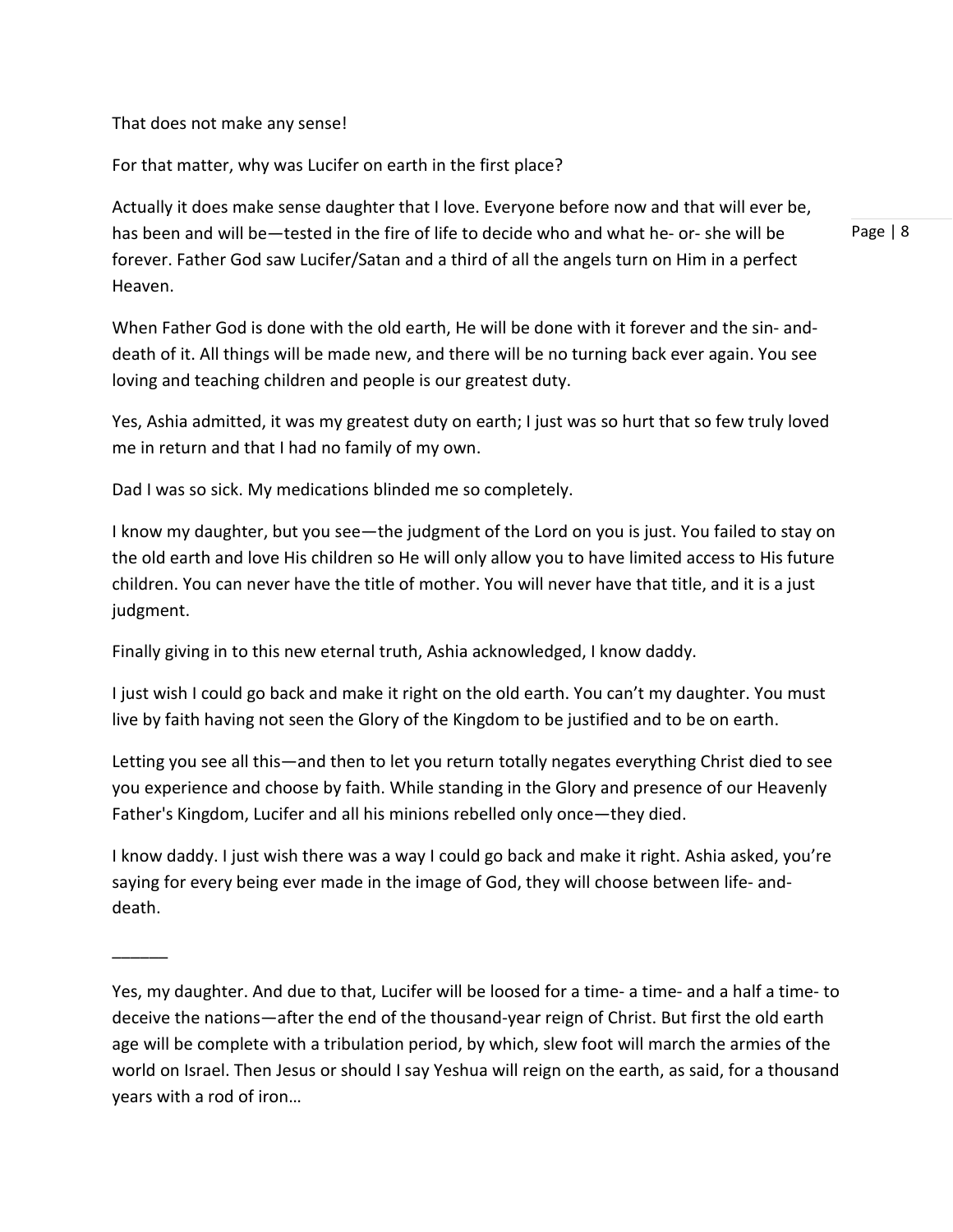That does not make any sense!

For that matter, why was Lucifer on earth in the first place?

Actually it does make sense daughter that I love. Everyone before now and that will ever be, has been and will be—tested in the fire of life to decide who and what he- or- she will be forever. Father God saw Lucifer/Satan and a third of all the angels turn on Him in a perfect Heaven.

When Father God is done with the old earth, He will be done with it forever and the sin- and-death of it. All things will be made new, and there will be no turning back ever again. You see loving and teaching children and people is our greatest duty.

Yes, Ashia admitted, it was my greatest duty on earth; I just was so hurt that so few truly loved me in return and that I had no family of my own.

Dad I was so sick. My medications blinded me so completely.

I know my daughter, but you see—the judgment of the Lord on you is just. You failed to stay on the old earth and love His children so He will only allow you to have limited access to His future children. You can never have the title of mother. You will never have that title, and it is a just judgment.

Finally giving in to this new eternal truth, Ashia acknowledged, I know daddy.

I just wish I could go back and make it right on the old earth. You can't my daughter. You must live by faith having not seen the Glory of the Kingdom to be justified and to be on earth.

Letting you see all this—and then to let you return totally negates everything Christ died to see you experience and choose by faith. While standing in the Glory and presence of our Heavenly Father's Kingdom, Lucifer and all his minions rebelled only once—they died.

I know daddy. I just wish there was a way I could go back and make it right. Ashia asked, you're saying for every being ever made in the image of God, they will choose between life- and-death.

______

Yes, my daughter. And due to that, Lucifer will be loosed for a time- a time- and a half a time- to deceive the nations—after the end of the thousand-year reign of Christ. But first the old earth age will be complete with a tribulation period, by which, slew foot will march the armies of the world on Israel. Then Jesus or should I say Yeshua will reign on the earth, as said, for a thousand years with a rod of iron…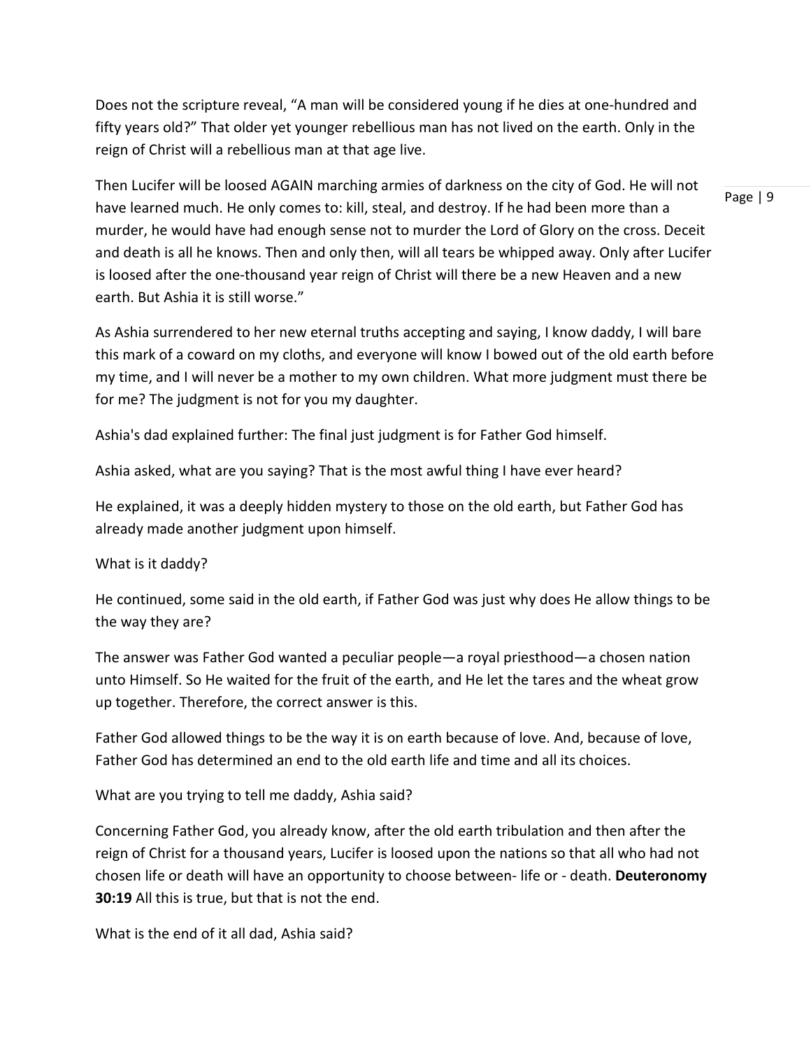Does not the scripture reveal, “A man will be considered young if he dies at one-hundred and fifty years old?” That older yet younger rebellious man has not lived on the earth. Only in the reign of Christ will a rebellious man at that age live.

Then Lucifer will be loosed AGAIN marching armies of darkness on the city of God. He will not have learned much. He only comes to: kill, steal, and destroy. If he had been more than a murder, he would have had enough sense not to murder the Lord of Glory on the cross. Deceit and death is all he knows. Then and only then, will all tears be whipped away. Only after Lucifer is loosed after the one-thousand year reign of Christ will there be a new Heaven and a new earth. But Ashia it is still worse.”

As Ashia surrendered to her new eternal truths accepting and saying, I know daddy, I will bare this mark of a coward on my cloths, and everyone will know I bowed out of the old earth before my time, and I will never be a mother to my own children. What more judgment must there be for me? The judgment is not for you my daughter.

Ashia's dad explained further: The final just judgment is for Father God himself.

Ashia asked, what are you saying? That is the most awful thing I have ever heard?

He explained, it was a deeply hidden mystery to those on the old earth, but Father God has already made another judgment upon himself.

What is it daddy?

He continued, some said in the old earth, if Father God was just why does He allow things to be the way they are?

The answer was Father God wanted a peculiar people—a royal priesthood—a chosen nation unto Himself. So He waited for the fruit of the earth, and He let the tares and the wheat grow up together. Therefore, the correct answer is this.

Father God allowed things to be the way it is on earth because of love. And, because of love, Father God has determined an end to the old earth life and time and all its choices.

What are you trying to tell me daddy, Ashia said?

Concerning Father God, you already know, after the old earth tribulation and then after the reign of Christ for a thousand years, Lucifer is loosed upon the nations so that all who had not chosen life or death will have an opportunity to choose between- life or - death. **Deuteronomy 30:19** All this is true, but that is not the end.

What is the end of it all dad, Ashia said?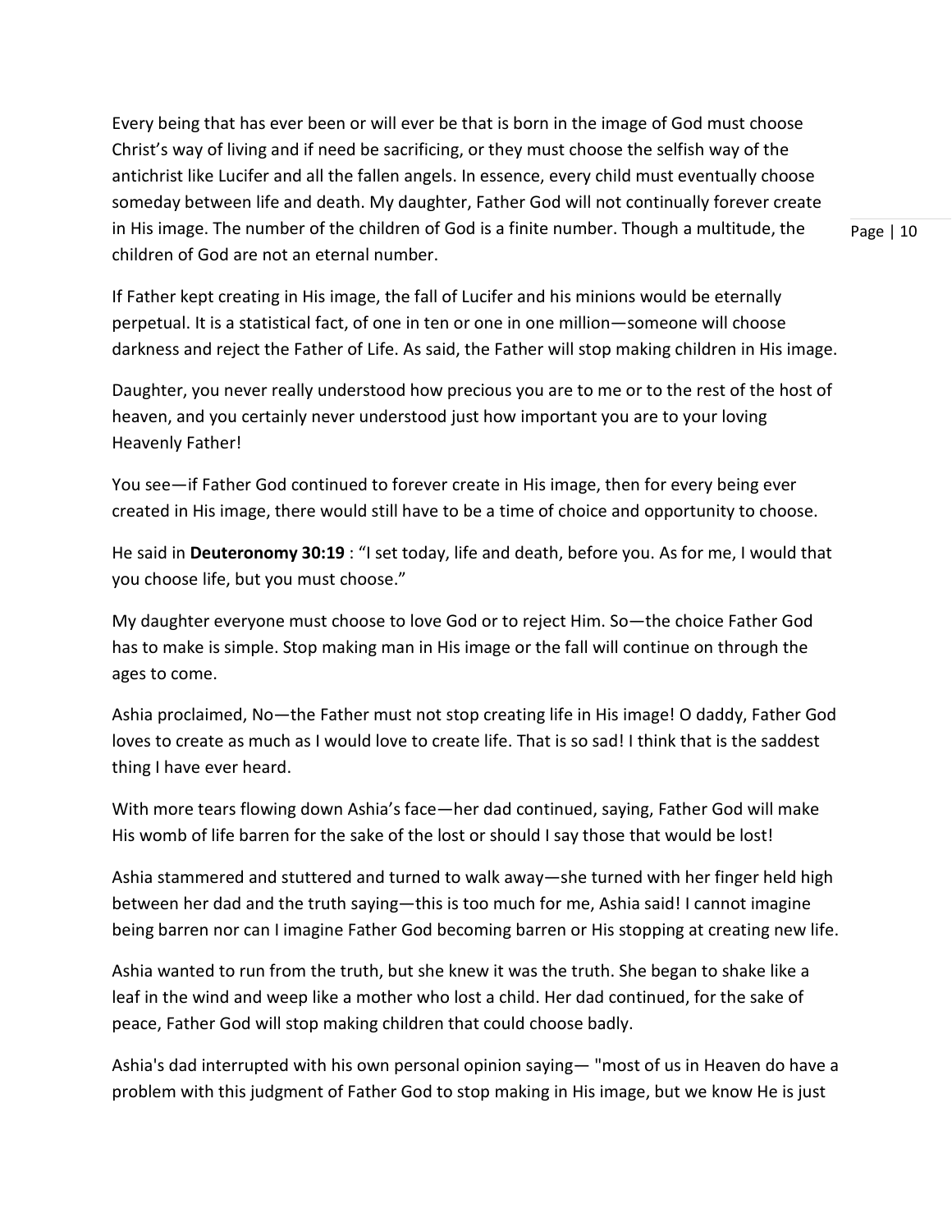Every being that has ever been or will ever be that is born in the image of God must choose Christ's way of living and if need be sacrificing, or they must choose the selfish way of the antichrist like Lucifer and all the fallen angels. In essence, every child must eventually choose someday between life and death. My daughter, Father God will not continually forever create in His image. The number of the children of God is a finite number. Though a multitude, the children of God are not an eternal number.

If Father kept creating in His image, the fall of Lucifer and his minions would be eternally perpetual. It is a statistical fact, of one in ten or one in one million—someone will choose darkness and reject the Father of Life. As said, the Father will stop making children in His image.

Daughter, you never really understood how precious you are to me or to the rest of the host of heaven, and you certainly never understood just how important you are to your loving Heavenly Father!

You see—if Father God continued to forever create in His image, then for every being ever created in His image, there would still have to be a time of choice and opportunity to choose.

He said in **Deuteronomy 30:19** : "I set today, life and death, before you. As for me, I would that you choose life, but you must choose."

My daughter everyone must choose to love God or to reject Him. So—the choice Father God has to make is simple. Stop making man in His image or the fall will continue on through the ages to come.

Ashia proclaimed, No—the Father must not stop creating life in His image! O daddy, Father God loves to create as much as I would love to create life. That is so sad! I think that is the saddest thing I have ever heard.

With more tears flowing down Ashia's face—her dad continued, saying, Father God will make His womb of life barren for the sake of the lost or should I say those that would be lost!

Ashia stammered and stuttered and turned to walk away—she turned with her finger held high between her dad and the truth saying—this is too much for me, Ashia said! I cannot imagine being barren nor can I imagine Father God becoming barren or His stopping at creating new life.

Ashia wanted to run from the truth, but she knew it was the truth. She began to shake like a leaf in the wind and weep like a mother who lost a child. Her dad continued, for the sake of peace, Father God will stop making children that could choose badly.

Ashia's dad interrupted with his own personal opinion saying— "most of us in Heaven do have a problem with this judgment of Father God to stop making in His image, but we know He is just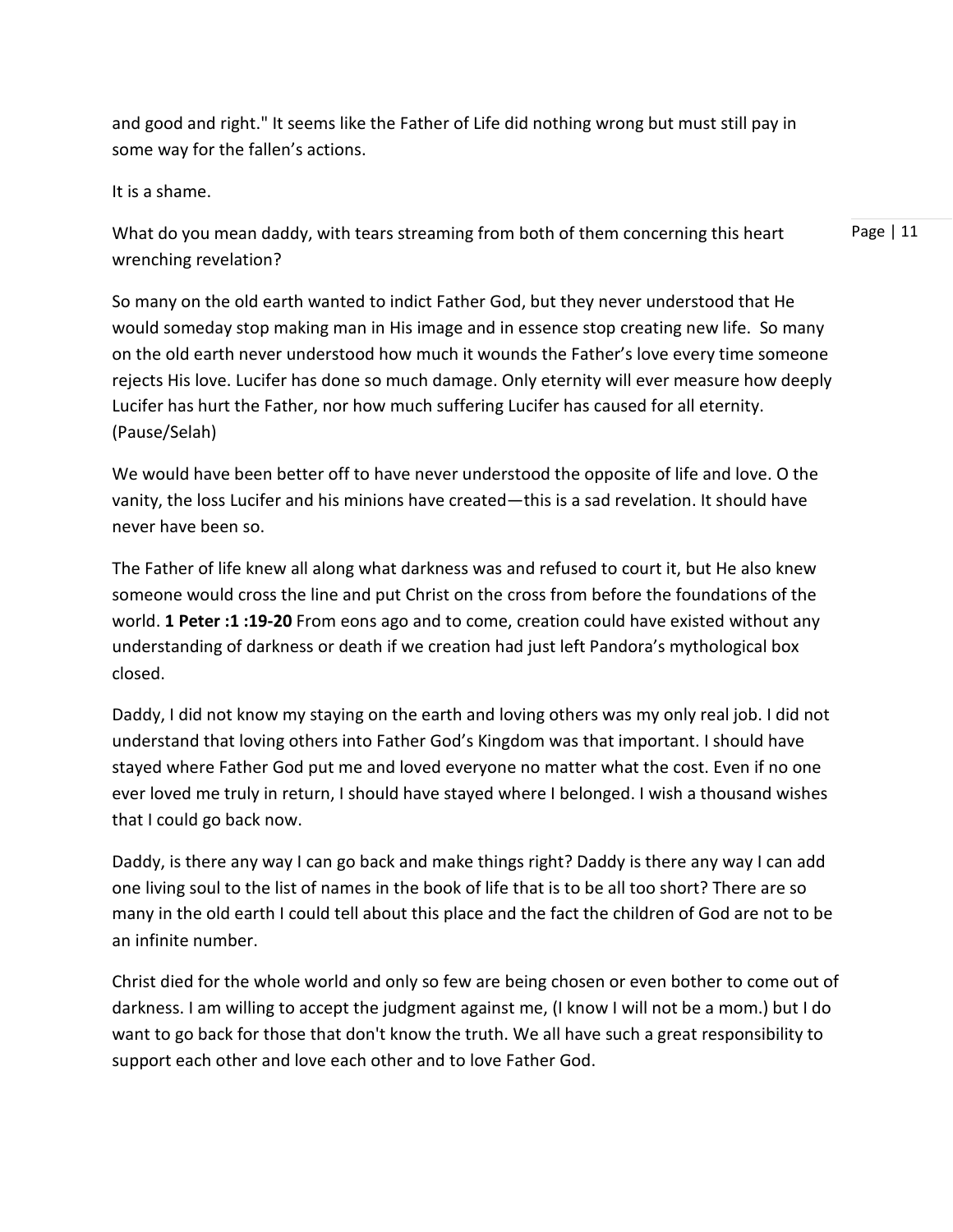and good and right." It seems like the Father of Life did nothing wrong but must still pay in some way for the fallen's actions.

It is a shame.

What do you mean daddy, with tears streaming from both of them concerning this heart wrenching revelation?

So many on the old earth wanted to indict Father God, but they never understood that He would someday stop making man in His image and in essence stop creating new life. So many on the old earth never understood how much it wounds the Father's love every time someone rejects His love. Lucifer has done so much damage. Only eternity will ever measure how deeply Lucifer has hurt the Father, nor how much suffering Lucifer has caused for all eternity. (Pause/Selah)

We would have been better off to have never understood the opposite of life and love. O the vanity, the loss Lucifer and his minions have created—this is a sad revelation. It should have never have been so.

The Father of life knew all along what darkness was and refused to court it, but He also knew someone would cross the line and put Christ on the cross from before the foundations of the world. **1 Peter :1 :19-20** From eons ago and to come, creation could have existed without any understanding of darkness or death if we creation had just left Pandora's mythological box closed.

Daddy, I did not know my staying on the earth and loving others was my only real job. I did not understand that loving others into Father God's Kingdom was that important. I should have stayed where Father God put me and loved everyone no matter what the cost. Even if no one ever loved me truly in return, I should have stayed where I belonged. I wish a thousand wishes that I could go back now.

Daddy, is there any way I can go back and make things right? Daddy is there any way I can add one living soul to the list of names in the book of life that is to be all too short? There are so many in the old earth I could tell about this place and the fact the children of God are not to be an infinite number.

Christ died for the whole world and only so few are being chosen or even bother to come out of darkness. I am willing to accept the judgment against me, (I know I will not be a mom.) but I do want to go back for those that don't know the truth. We all have such a great responsibility to support each other and love each other and to love Father God.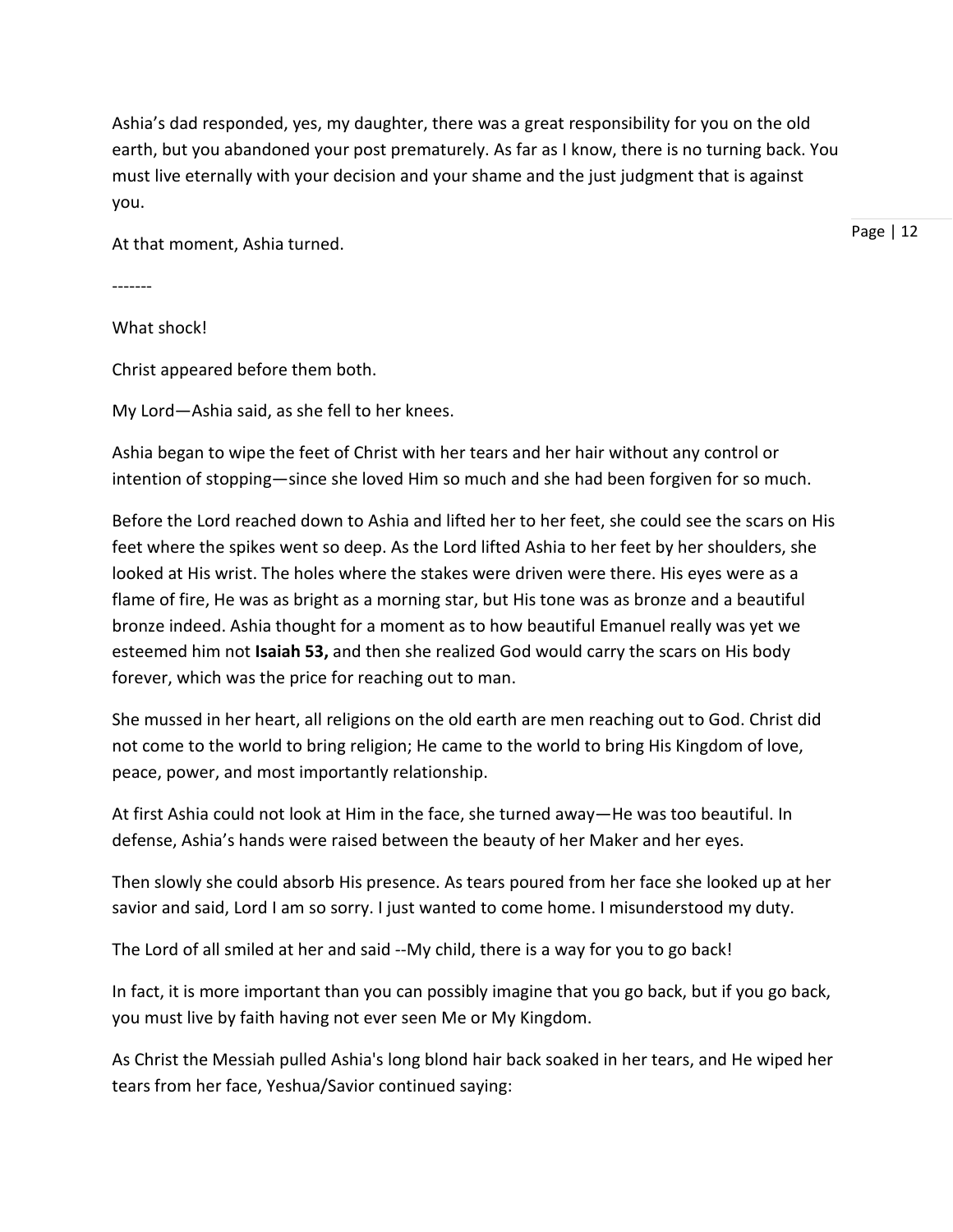Ashia's dad responded, yes, my daughter, there was a great responsibility for you on the old earth, but you abandoned your post prematurely. As far as I know, there is no turning back. You must live eternally with your decision and your shame and the just judgment that is against you.

At that moment, Ashia turned.

-------

What shock!

Christ appeared before them both.

My Lord—Ashia said, as she fell to her knees.

Ashia began to wipe the feet of Christ with her tears and her hair without any control or intention of stopping—since she loved Him so much and she had been forgiven for so much.

Before the Lord reached down to Ashia and lifted her to her feet, she could see the scars on His feet where the spikes went so deep. As the Lord lifted Ashia to her feet by her shoulders, she looked at His wrist. The holes where the stakes were driven were there. His eyes were as a flame of fire, He was as bright as a morning star, but His tone was as bronze and a beautiful bronze indeed. Ashia thought for a moment as to how beautiful Emanuel really was yet we esteemed him not **Isaiah 53,** and then she realized God would carry the scars on His body forever, which was the price for reaching out to man.

She mussed in her heart, all religions on the old earth are men reaching out to God. Christ did not come to the world to bring religion; He came to the world to bring His Kingdom of love, peace, power, and most importantly relationship.

At first Ashia could not look at Him in the face, she turned away—He was too beautiful. In defense, Ashia's hands were raised between the beauty of her Maker and her eyes.

Then slowly she could absorb His presence. As tears poured from her face she looked up at her savior and said, Lord I am so sorry. I just wanted to come home. I misunderstood my duty.

The Lord of all smiled at her and said --My child, there is a way for you to go back!

In fact, it is more important than you can possibly imagine that you go back, but if you go back, you must live by faith having not ever seen Me or My Kingdom.

As Christ the Messiah pulled Ashia's long blond hair back soaked in her tears, and He wiped her tears from her face, Yeshua/Savior continued saying: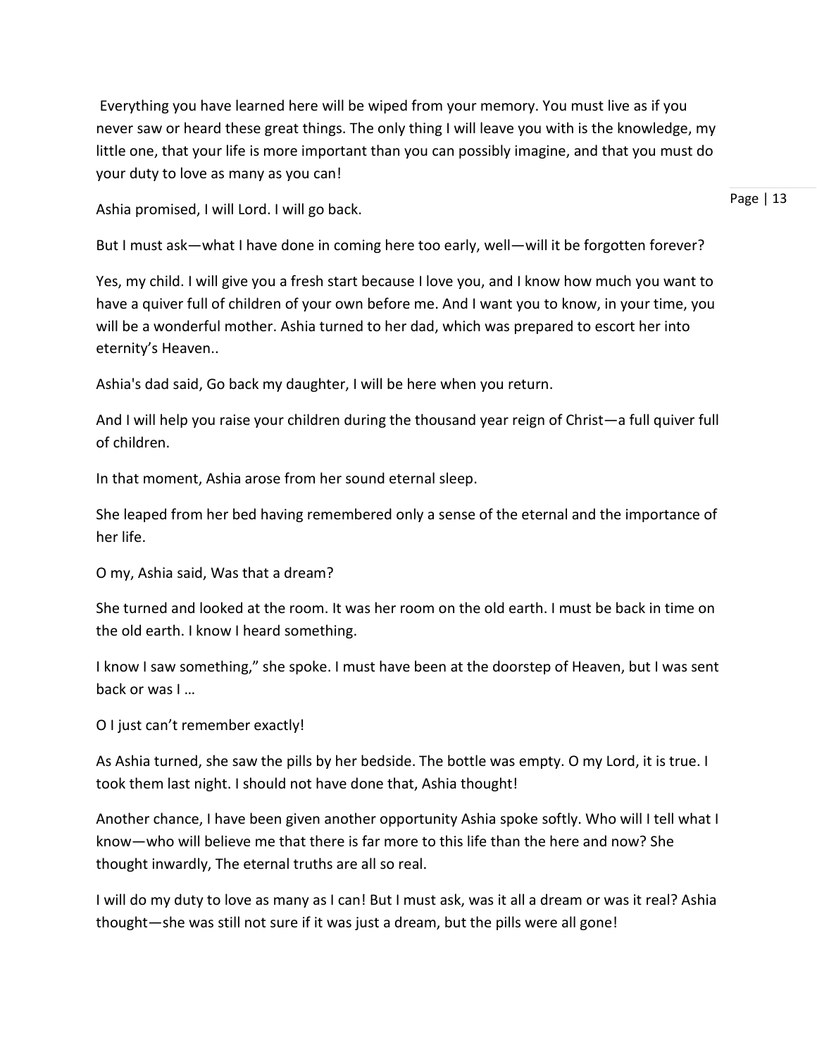Everything you have learned here will be wiped from your memory. You must live as if you never saw or heard these great things. The only thing I will leave you with is the knowledge, my little one, that your life is more important than you can possibly imagine, and that you must do your duty to love as many as you can!

Ashia promised, I will Lord. I will go back.

But I must ask—what I have done in coming here too early, well—will it be forgotten forever?

Yes, my child. I will give you a fresh start because I love you, and I know how much you want to have a quiver full of children of your own before me. And I want you to know, in your time, you will be a wonderful mother. Ashia turned to her dad, which was prepared to escort her into eternity's Heaven..

Ashia's dad said, Go back my daughter, I will be here when you return.

And I will help you raise your children during the thousand year reign of Christ—a full quiver full of children.

In that moment, Ashia arose from her sound eternal sleep.

She leaped from her bed having remembered only a sense of the eternal and the importance of her life.

O my, Ashia said, Was that a dream?

She turned and looked at the room. It was her room on the old earth. I must be back in time on the old earth. I know I heard something.

I know I saw something," she spoke. I must have been at the doorstep of Heaven, but I was sent back or was I …

O I just can't remember exactly!

As Ashia turned, she saw the pills by her bedside. The bottle was empty. O my Lord, it is true. I took them last night. I should not have done that, Ashia thought!

Another chance, I have been given another opportunity Ashia spoke softly. Who will I tell what I know—who will believe me that there is far more to this life than the here and now? She thought inwardly, The eternal truths are all so real.

I will do my duty to love as many as I can! But I must ask, was it all a dream or was it real? Ashia thought—she was still not sure if it was just a dream, but the pills were all gone!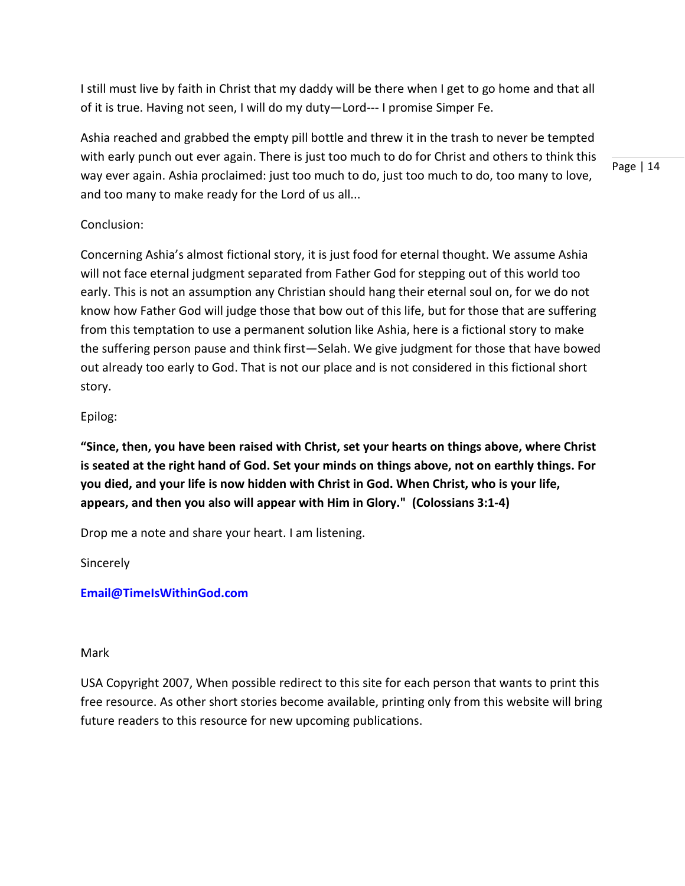I still must live by faith in Christ that my daddy will be there when I get to go home and that all of it is true. Having not seen, I will do my duty—Lord--- I promise Simper Fe.

Ashia reached and grabbed the empty pill bottle and threw it in the trash to never be tempted with early punch out ever again. There is just too much to do for Christ and others to think this way ever again. Ashia proclaimed: just too much to do, just too much to do, too many to love, and too many to make ready for the Lord of us all...

Conclusion:

Concerning Ashia's almost fictional story, it is just food for eternal thought. We assume Ashia will not face eternal judgment separated from Father God for stepping out of this world too early. This is not an assumption any Christian should hang their eternal soul on, for we do not know how Father God will judge those that bow out of this life, but for those that are suffering from this temptation to use a permanent solution like Ashia, here is a fictional story to make the suffering person pause and think first—Selah. We give judgment for those that have bowed out already too early to God. That is not our place and is not considered in this fictional short story.

Epilog:

**"Since, then, you have been raised with Christ, set your hearts on things above, where Christ is seated at the right hand of God. Set your minds on things above, not on earthly things. For you died, and your life is now hidden with Christ in God. When Christ, who is your life, appears, and then you also will appear with Him in Glory." (Colossians 3:1-4)**

Drop me a note and share your heart. I am listening.

Sincerely

**Email@TimeIsWithinGod.com**

Mark

USA Copyright 2007, When possible redirect to this site for each person that wants to print this free resource. As other short stories become available, printing only from this website will bring future readers to this resource for new upcoming publications.